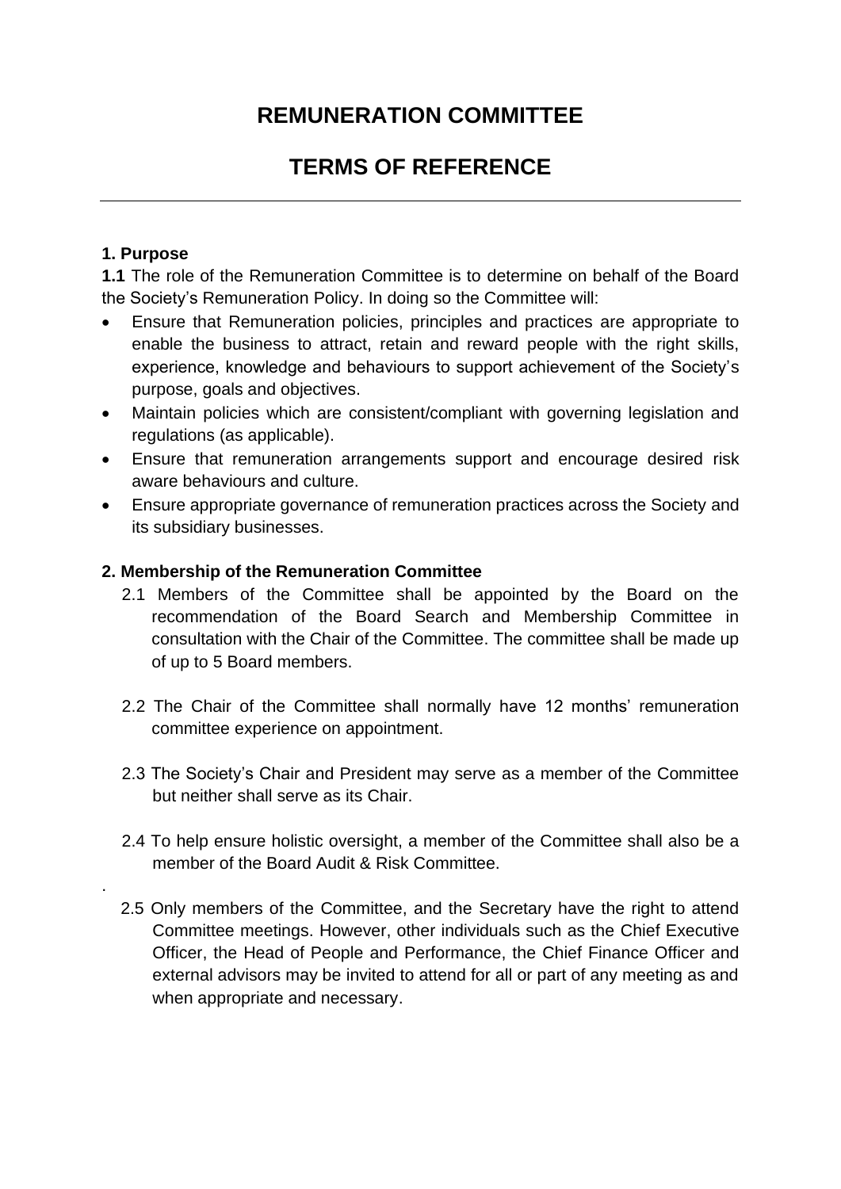# REMUNERATION COMMITTEE

# TERMS OF REFERENCE

---

**1. Purpose**

**1.1** The role of the Remuneration Committee is to determine on behalf of the Board the Society's Remuneration Policy. In doing so the Committee will:

- Ensure that Remuneration policies, principles and practices are appropriate to enable the business to attract, retain and reward people with the right skills, experience, knowledge and behaviours to support achievement of the Society's purpose, goals and objectives.
- Maintain policies which are consistent/compliant with governing legislation and regulations (as applicable).
- Ensure that remuneration arrangements support and encourage desired risk aware behaviours and culture.
- Ensure appropriate governance of remuneration practices across the Society and its subsidiary businesses.

**2. Membership of the Remuneration Committee**

2.1 Members of the Committee shall be appointed by the Board on the recommendation of the Board Search and Membership Committee in consultation with the Chair of the Committee. The committee shall be made up of up to 5 Board members.

2.2 The Chair of the Committee shall normally have 12 months' remuneration committee experience on appointment.

2.3 The Society's Chair and President may serve as a member of the Committee but neither shall serve as its Chair.

2.4 To help ensure holistic oversight, a member of the Committee shall also be a member of the Board Audit & Risk Committee.

2.5 Only members of the Committee, and the Secretary have the right to attend Committee meetings. However, other individuals such as the Chief Executive Officer, the Head of People and Performance, the Chief Finance Officer and external advisors may be invited to attend for all or part of any meeting as and when appropriate and necessary.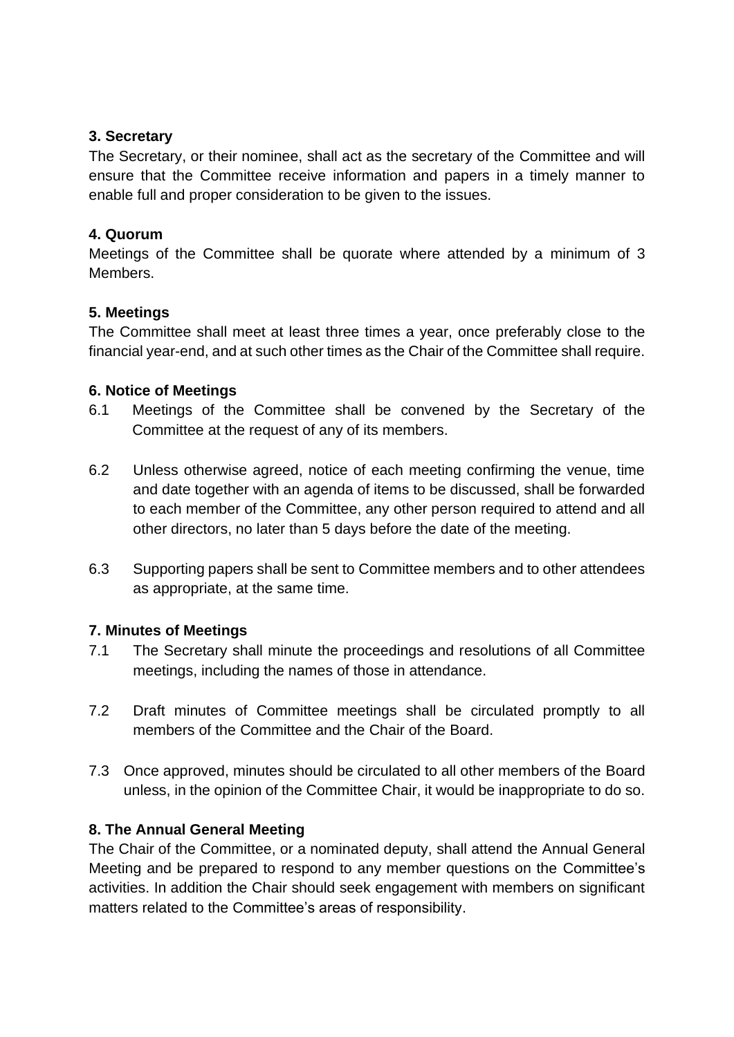### 3. Secretary

The Secretary, or their nominee, shall act as the secretary of the Committee and will ensure that the Committee receive information and papers in a timely manner to enable full and proper consideration to be given to the issues.

### 4. Quorum

Meetings of the Committee shall be quorate where attended by a minimum of 3 Members.

### 5. Meetings

The Committee shall meet at least three times a year, once preferably close to the financial year-end, and at such other times as the Chair of the Committee shall require.

### 6. Notice of Meetings

6.1 Meetings of the Committee shall be convened by the Secretary of the Committee at the request of any of its members.

6.2 Unless otherwise agreed, notice of each meeting confirming the venue, time and date together with an agenda of items to be discussed, shall be forwarded to each member of the Committee, any other person required to attend and all other directors, no later than 5 days before the date of the meeting.

6.3 Supporting papers shall be sent to Committee members and to other attendees as appropriate, at the same time.

### 7. Minutes of Meetings

7.1 The Secretary shall minute the proceedings and resolutions of all Committee meetings, including the names of those in attendance.

7.2 Draft minutes of Committee meetings shall be circulated promptly to all members of the Committee and the Chair of the Board.

7.3 Once approved, minutes should be circulated to all other members of the Board unless, in the opinion of the Committee Chair, it would be inappropriate to do so.

### 8. The Annual General Meeting

The Chair of the Committee, or a nominated deputy, shall attend the Annual General Meeting and be prepared to respond to any member questions on the Committee's activities. In addition the Chair should seek engagement with members on significant matters related to the Committee's areas of responsibility.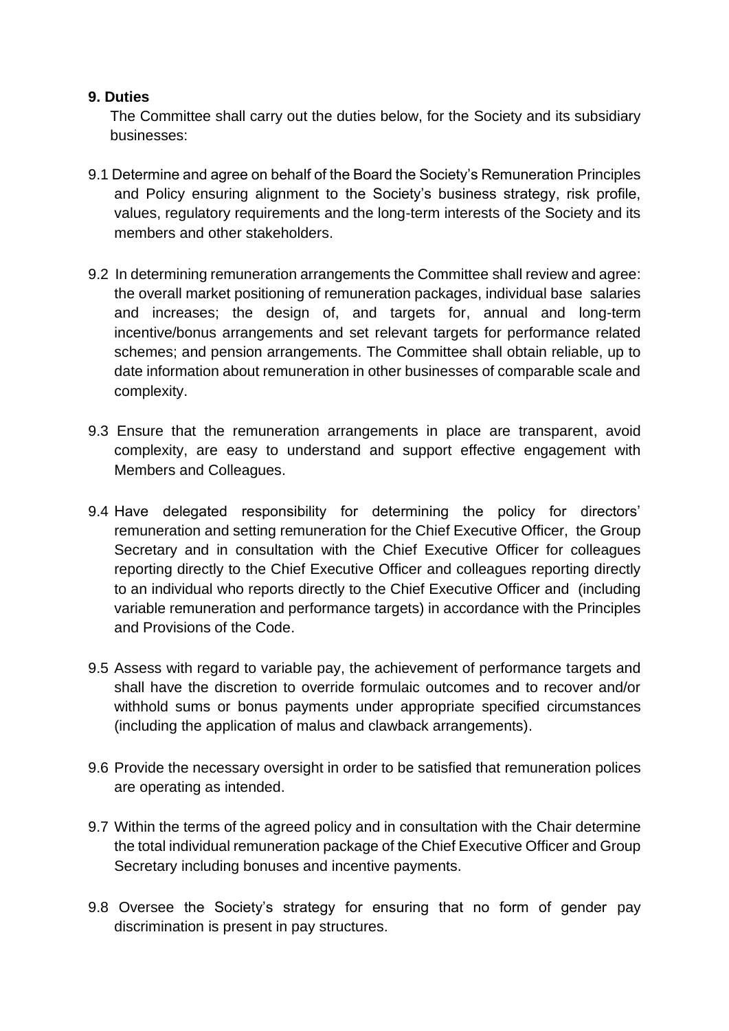**9. Duties**

The Committee shall carry out the duties below, for the Society and its subsidiary businesses:

9.1 Determine and agree on behalf of the Board the Society's Remuneration Principles and Policy ensuring alignment to the Society's business strategy, risk profile, values, regulatory requirements and the long-term interests of the Society and its members and other stakeholders.

9.2 In determining remuneration arrangements the Committee shall review and agree: the overall market positioning of remuneration packages, individual base salaries and increases; the design of, and targets for, annual and long-term incentive/bonus arrangements and set relevant targets for performance related schemes; and pension arrangements. The Committee shall obtain reliable, up to date information about remuneration in other businesses of comparable scale and complexity.

9.3 Ensure that the remuneration arrangements in place are transparent, avoid complexity, are easy to understand and support effective engagement with Members and Colleagues.

9.4 Have delegated responsibility for determining the policy for directors' remuneration and setting remuneration for the Chief Executive Officer, the Group Secretary and in consultation with the Chief Executive Officer for colleagues reporting directly to the Chief Executive Officer and colleagues reporting directly to an individual who reports directly to the Chief Executive Officer and (including variable remuneration and performance targets) in accordance with the Principles and Provisions of the Code.

9.5 Assess with regard to variable pay, the achievement of performance targets and shall have the discretion to override formulaic outcomes and to recover and/or withhold sums or bonus payments under appropriate specified circumstances (including the application of malus and clawback arrangements).

9.6 Provide the necessary oversight in order to be satisfied that remuneration polices are operating as intended.

9.7 Within the terms of the agreed policy and in consultation with the Chair determine the total individual remuneration package of the Chief Executive Officer and Group Secretary including bonuses and incentive payments.

9.8 Oversee the Society's strategy for ensuring that no form of gender pay discrimination is present in pay structures.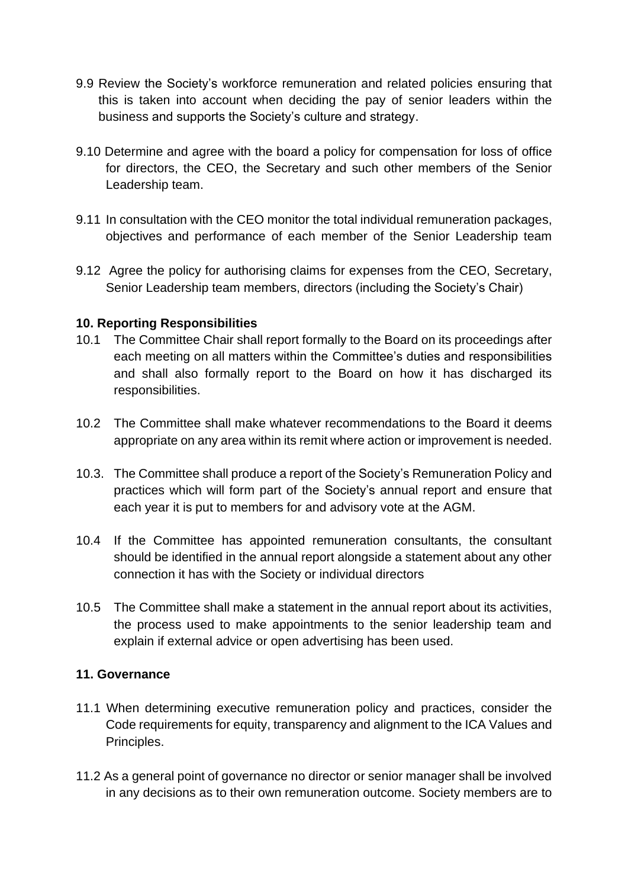9.9 Review the Society's workforce remuneration and related policies ensuring that this is taken into account when deciding the pay of senior leaders within the business and supports the Society's culture and strategy.

9.10 Determine and agree with the board a policy for compensation for loss of office for directors, the CEO, the Secretary and such other members of the Senior Leadership team.

9.11 In consultation with the CEO monitor the total individual remuneration packages, objectives and performance of each member of the Senior Leadership team

9.12 Agree the policy for authorising claims for expenses from the CEO, Secretary, Senior Leadership team members, directors (including the Society's Chair)

**10. Reporting Responsibilities**

10.1 The Committee Chair shall report formally to the Board on its proceedings after each meeting on all matters within the Committee's duties and responsibilities and shall also formally report to the Board on how it has discharged its responsibilities.

10.2 The Committee shall make whatever recommendations to the Board it deems appropriate on any area within its remit where action or improvement is needed.

10.3. The Committee shall produce a report of the Society's Remuneration Policy and practices which will form part of the Society's annual report and ensure that each year it is put to members for and advisory vote at the AGM.

10.4 If the Committee has appointed remuneration consultants, the consultant should be identified in the annual report alongside a statement about any other connection it has with the Society or individual directors

10.5 The Committee shall make a statement in the annual report about its activities, the process used to make appointments to the senior leadership team and explain if external advice or open advertising has been used.

**11. Governance**

11.1 When determining executive remuneration policy and practices, consider the Code requirements for equity, transparency and alignment to the ICA Values and Principles.

11.2 As a general point of governance no director or senior manager shall be involved in any decisions as to their own remuneration outcome. Society members are to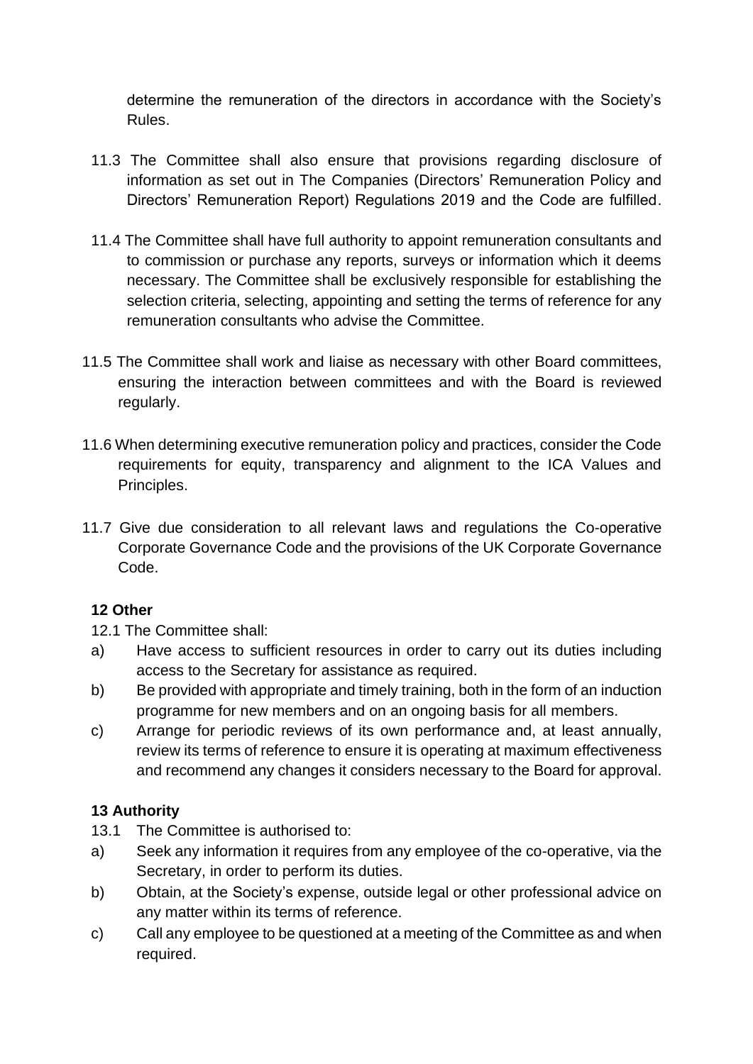determine the remuneration of the directors in accordance with the Society's Rules.

11.3 The Committee shall also ensure that provisions regarding disclosure of information as set out in The Companies (Directors' Remuneration Policy and Directors' Remuneration Report) Regulations 2019 and the Code are fulfilled.

11.4 The Committee shall have full authority to appoint remuneration consultants and to commission or purchase any reports, surveys or information which it deems necessary. The Committee shall be exclusively responsible for establishing the selection criteria, selecting, appointing and setting the terms of reference for any remuneration consultants who advise the Committee.

11.5 The Committee shall work and liaise as necessary with other Board committees, ensuring the interaction between committees and with the Board is reviewed regularly.

11.6 When determining executive remuneration policy and practices, consider the Code requirements for equity, transparency and alignment to the ICA Values and Principles.

11.7 Give due consideration to all relevant laws and regulations the Co-operative Corporate Governance Code and the provisions of the UK Corporate Governance Code.

**12 Other**

12.1 The Committee shall:

a) Have access to sufficient resources in order to carry out its duties including access to the Secretary for assistance as required.

b) Be provided with appropriate and timely training, both in the form of an induction programme for new members and on an ongoing basis for all members.

c) Arrange for periodic reviews of its own performance and, at least annually, review its terms of reference to ensure it is operating at maximum effectiveness and recommend any changes it considers necessary to the Board for approval.

**13 Authority**

13.1 The Committee is authorised to:

a) Seek any information it requires from any employee of the co-operative, via the Secretary, in order to perform its duties.

b) Obtain, at the Society's expense, outside legal or other professional advice on any matter within its terms of reference.

c) Call any employee to be questioned at a meeting of the Committee as and when required.